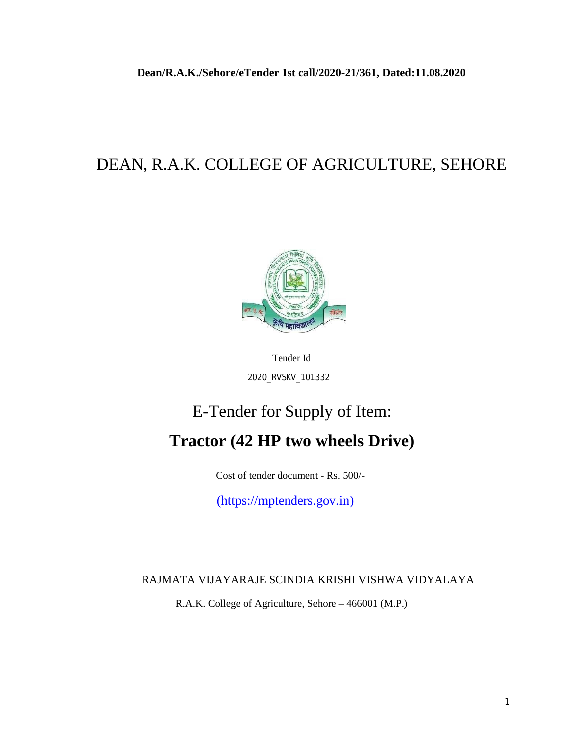**Dean/R.A.K./Sehore/eTender 1st call/2020-21/361, Dated:11.08.2020**

# DEAN, R.A.K. COLLEGE OF AGRICULTURE, SEHORE

Tender Id

2020_RVSKV_101332

## E-Tender for Supply of Item:

## **Tractor (42 HP two wheels Drive)**

Cost of tender document - Rs. 500/-

(https://mptenders.gov.in)

RAJMATA VIJAYARAJE SCINDIA KRISHI VISHWA VIDYALAYA

R.A.K. College of Agriculture, Sehore – 466001 (M.P.)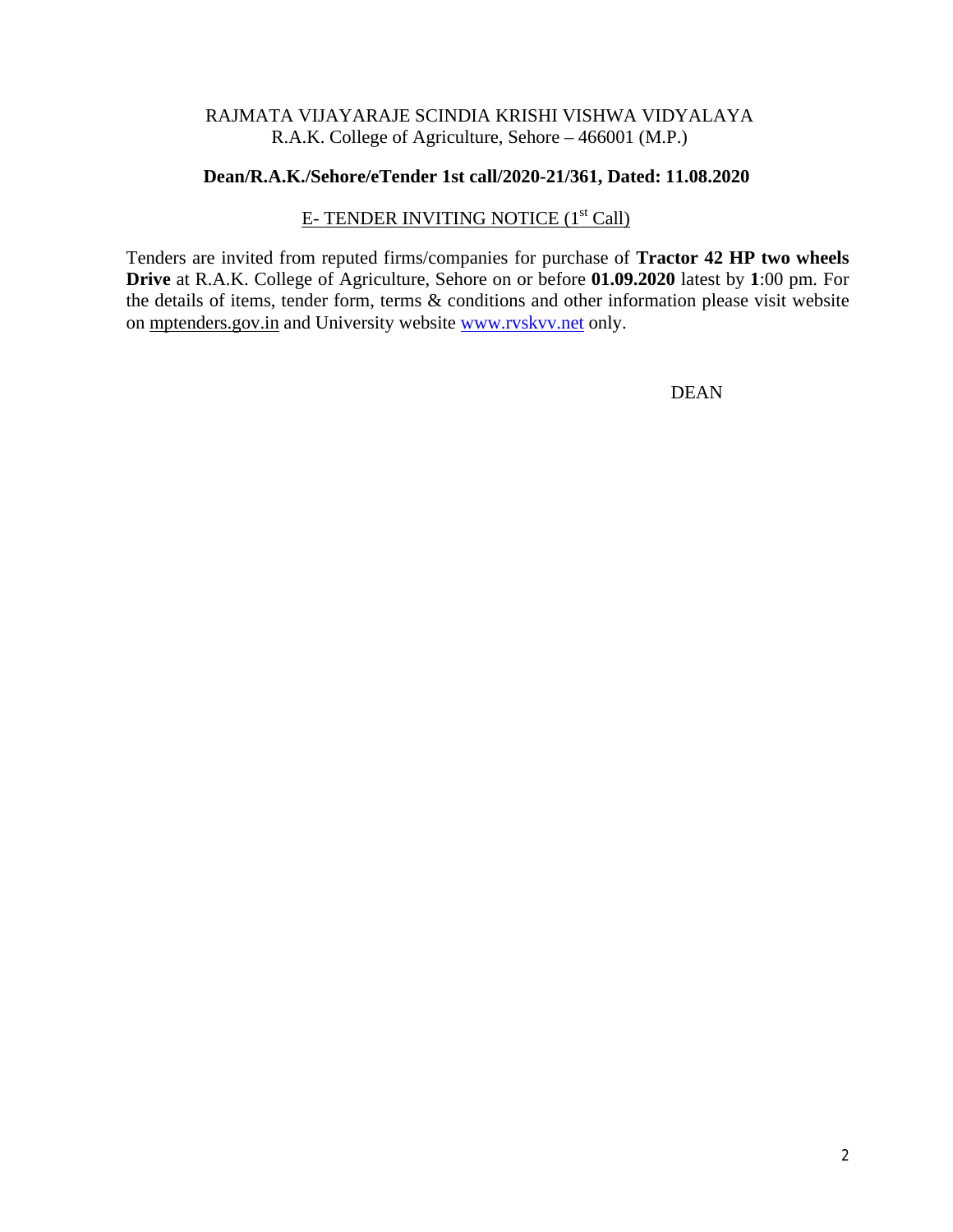RAJMATA VIJAYARAJE SCINDIA KRISHI VISHWA VIDYALAYA
R.A.K. College of Agriculture, Sehore – 466001 (M.P.)

**Dean/R.A.K./Sehore/eTender 1st call/2020-21/361, Dated: 11.08.2020**

E- TENDER INVITING NOTICE (1st Call)

Tenders are invited from reputed firms/companies for purchase of **Tractor 42 HP two wheels Drive** at R.A.K. College of Agriculture, Sehore on or before **01.09.2020** latest by **1**:00 pm. For the details of items, tender form, terms & conditions and other information please visit website on mptenders.gov.in and University website www.rvskvv.net only.

DEAN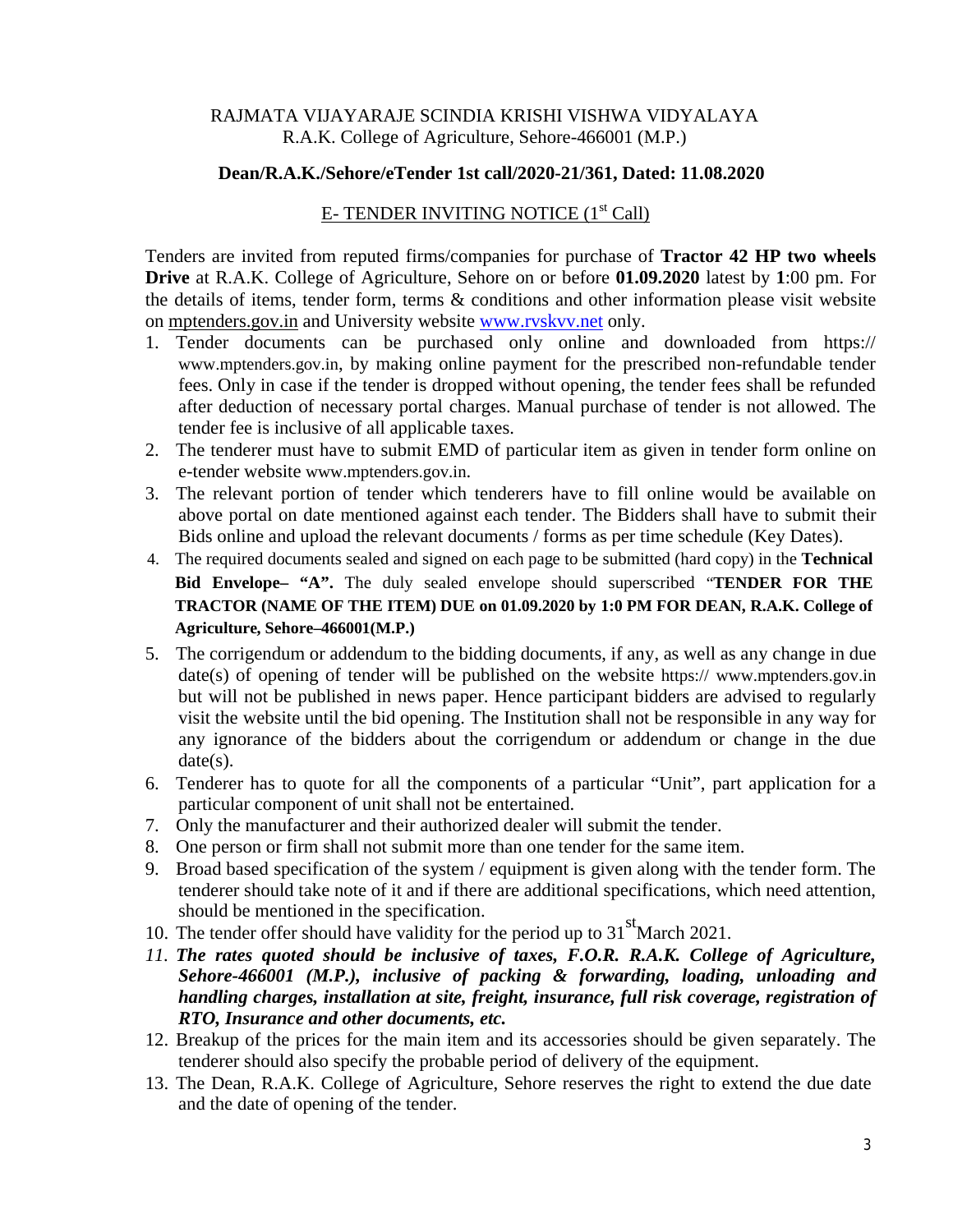RAJMATA VIJAYARAJE SCINDIA KRISHI VISHWA VIDYALAYA
R.A.K. College of Agriculture, Sehore-466001 (M.P.)

**Dean/R.A.K./Sehore/eTender 1st call/2020-21/361, Dated: 11.08.2020**

## E- TENDER INVITING NOTICE (1st Call)

Tenders are invited from reputed firms/companies for purchase of **Tractor 42 HP two wheels Drive** at R.A.K. College of Agriculture, Sehore on or before **01.09.2020** latest by **1**:00 pm. For the details of items, tender form, terms & conditions and other information please visit website on mptenders.gov.in and University website www.rvskvv.net only.

1. Tender documents can be purchased only online and downloaded from https:// www.mptenders.gov.in, by making online payment for the prescribed non-refundable tender fees. Only in case if the tender is dropped without opening, the tender fees shall be refunded after deduction of necessary portal charges. Manual purchase of tender is not allowed. The tender fee is inclusive of all applicable taxes.
2. The tenderer must have to submit EMD of particular item as given in tender form online on e-tender website www.mptenders.gov.in.
3. The relevant portion of tender which tenderers have to fill online would be available on above portal on date mentioned against each tender. The Bidders shall have to submit their Bids online and upload the relevant documents / forms as per time schedule (Key Dates).
4. The required documents sealed and signed on each page to be submitted (hard copy) in the **Technical Bid Envelope– "A".** The duly sealed envelope should superscribed "**TENDER FOR THE TRACTOR (NAME OF THE ITEM) DUE on 01.09.2020 by 1:0 PM FOR DEAN, R.A.K. College of Agriculture, Sehore–466001(M.P.)**
5. The corrigendum or addendum to the bidding documents, if any, as well as any change in due date(s) of opening of tender will be published on the website https:// www.mptenders.gov.in but will not be published in news paper. Hence participant bidders are advised to regularly visit the website until the bid opening. The Institution shall not be responsible in any way for any ignorance of the bidders about the corrigendum or addendum or change in the due date(s).
6. Tenderer has to quote for all the components of a particular "Unit", part application for a particular component of unit shall not be entertained.
7. Only the manufacturer and their authorized dealer will submit the tender.
8. One person or firm shall not submit more than one tender for the same item.
9. Broad based specification of the system / equipment is given along with the tender form. The tenderer should take note of it and if there are additional specifications, which need attention, should be mentioned in the specification.
10. The tender offer should have validity for the period up to 31st March 2021.
11. ***The rates quoted should be inclusive of taxes, F.O.R. R.A.K. College of Agriculture, Sehore-466001 (M.P.), inclusive of packing & forwarding, loading, unloading and handling charges, installation at site, freight, insurance, full risk coverage, registration of RTO, Insurance and other documents, etc.***
12. Breakup of the prices for the main item and its accessories should be given separately. The tenderer should also specify the probable period of delivery of the equipment.
13. The Dean, R.A.K. College of Agriculture, Sehore reserves the right to extend the due date and the date of opening of the tender.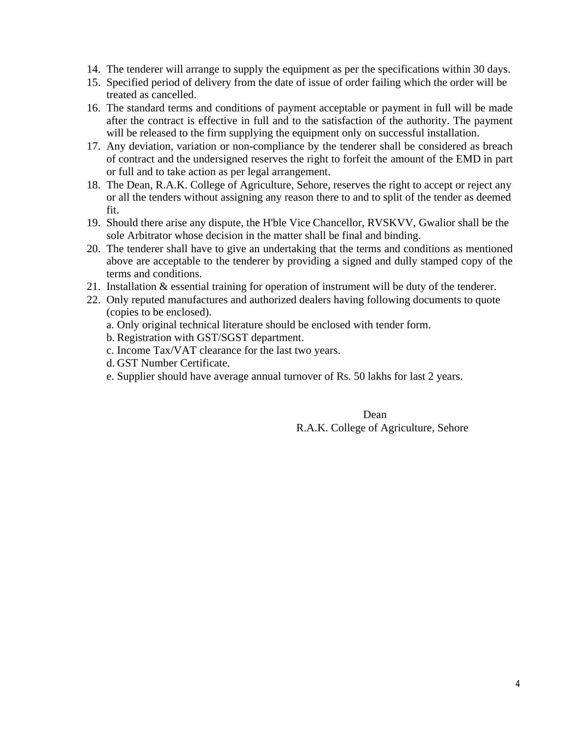14. The tenderer will arrange to supply the equipment as per the specifications within 30 days.
15. Specified period of delivery from the date of issue of order failing which the order will be treated as cancelled.
16. The standard terms and conditions of payment acceptable or payment in full will be made after the contract is effective in full and to the satisfaction of the authority. The payment will be released to the firm supplying the equipment only on successful installation.
17. Any deviation, variation or non-compliance by the tenderer shall be considered as breach of contract and the undersigned reserves the right to forfeit the amount of the EMD in part or full and to take action as per legal arrangement.
18. The Dean, R.A.K. College of Agriculture, Sehore, reserves the right to accept or reject any or all the tenders without assigning any reason there to and to split of the tender as deemed fit.
19. Should there arise any dispute, the H'ble Vice Chancellor, RVSKVV, Gwalior shall be the sole Arbitrator whose decision in the matter shall be final and binding.
20. The tenderer shall have to give an undertaking that the terms and conditions as mentioned above are acceptable to the tenderer by providing a signed and dully stamped copy of the terms and conditions.
21. Installation & essential training for operation of instrument will be duty of the tenderer.
22. Only reputed manufactures and authorized dealers having following documents to quote (copies to be enclosed).
    a. Only original technical literature should be enclosed with tender form.
    b. Registration with GST/SGST department.
    c. Income Tax/VAT clearance for the last two years.
    d. GST Number Certificate.
    e. Supplier should have average annual turnover of Rs. 50 lakhs for last 2 years.

Dean
R.A.K. College of Agriculture, Sehore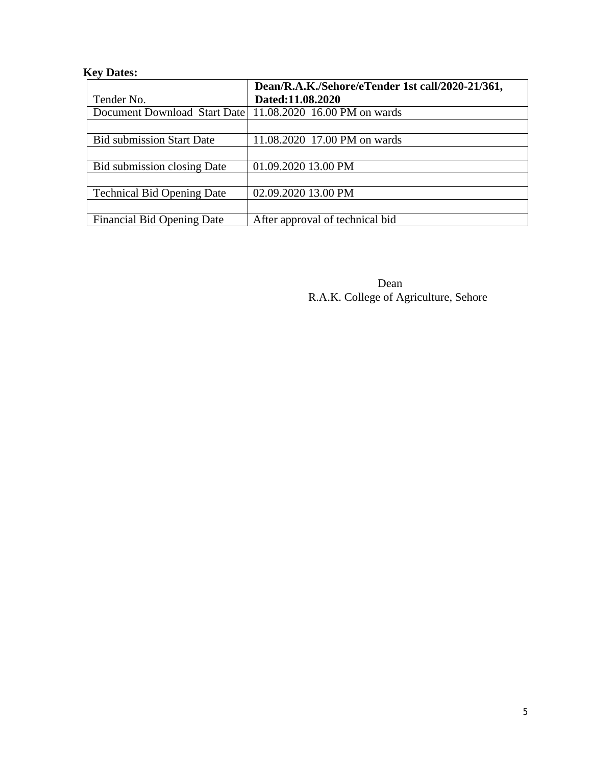**Key Dates:**

| Tender No. | **Dean/R.A.K./Sehore/eTender 1st call/2020-21/361, Dated:11.08.2020** |
|---|---|
| Document Download Start Date | 11.08.2020 16.00 PM on wards |
| | |
| Bid submission Start Date | 11.08.2020 17.00 PM on wards |
| | |
| Bid submission closing Date | 01.09.2020 13.00 PM |
| | |
| Technical Bid Opening Date | 02.09.2020 13.00 PM |
| | |
| Financial Bid Opening Date | After approval of technical bid |

Dean
R.A.K. College of Agriculture, Sehore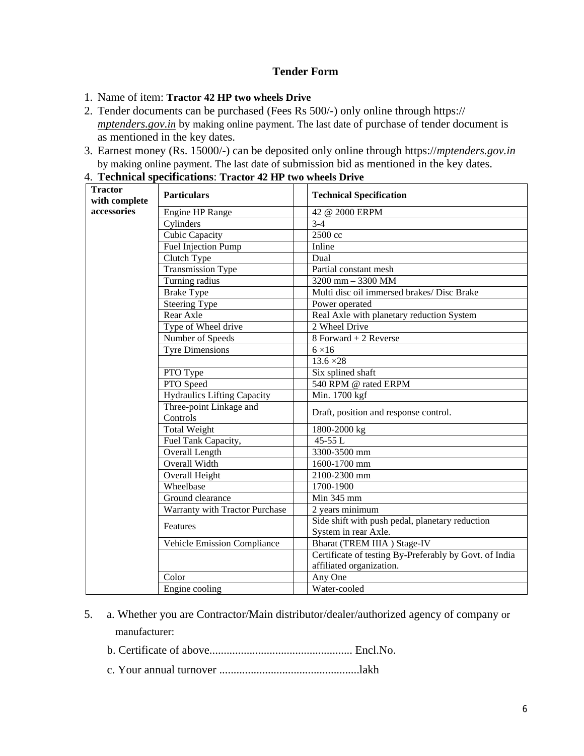## Tender Form

1. Name of item: **Tractor 42 HP two wheels Drive**
2. Tender documents can be purchased (Fees Rs 500/-) only online through https://*mptenders.gov.in* by making online payment. The last date of purchase of tender document is as mentioned in the key dates.
3. Earnest money (Rs. 15000/-) can be deposited only online through https://*mptenders.gov.in* by making online payment. The last date of submission bid as mentioned in the key dates.
4. **Technical specifications**: **Tractor 42 HP two wheels Drive**

| **Tractor with complete accessories** | **Particulars** | | **Technical Specification** |
|---|---|---|---|
| | Engine HP Range | | 42 @ 2000 ERPM |
| | Cylinders | | 3-4 |
| | Cubic Capacity | | 2500 cc |
| | Fuel Injection Pump | | Inline |
| | Clutch Type | | Dual |
| | Transmission Type | | Partial constant mesh |
| | Turning radius | | 3200 mm – 3300 MM |
| | Brake Type | | Multi disc oil immersed brakes/ Disc Brake |
| | Steering Type | | Power operated |
| | Rear Axle | | Real Axle with planetary reduction System |
| | Type of Wheel drive | | 2 Wheel Drive |
| | Number of Speeds | | 8 Forward + 2 Reverse |
| | Tyre Dimensions | | 6 ×16 |
| | | | 13.6 ×28 |
| | PTO Type | | Six splined shaft |
| | PTO Speed | | 540 RPM @ rated ERPM |
| | Hydraulics Lifting Capacity | | Min. 1700 kgf |
| | Three-point Linkage and Controls | | Draft, position and response control. |
| | Total Weight | | 1800-2000 kg |
| | Fuel Tank Capacity, | | 45-55 L |
| | Overall Length | | 3300-3500 mm |
| | Overall Width | | 1600-1700 mm |
| | Overall Height | | 2100-2300 mm |
| | Wheelbase | | 1700-1900 |
| | Ground clearance | | Min 345 mm |
| | Warranty with Tractor Purchase | | 2 years minimum |
| | Features | | Side shift with push pedal, planetary reduction System in rear Axle. |
| | Vehicle Emission Compliance | | Bharat (TREM IIIA ) Stage-IV |
| | | | Certificate of testing By-Preferably by Govt. of India affiliated organization. |
| | Color | | Any One |
| | Engine cooling | | Water-cooled |

5. a. Whether you are Contractor/Main distributor/dealer/authorized agency of company or manufacturer:

   b. Certificate of above................................................. Encl.No.

   c. Your annual turnover .................................................lakh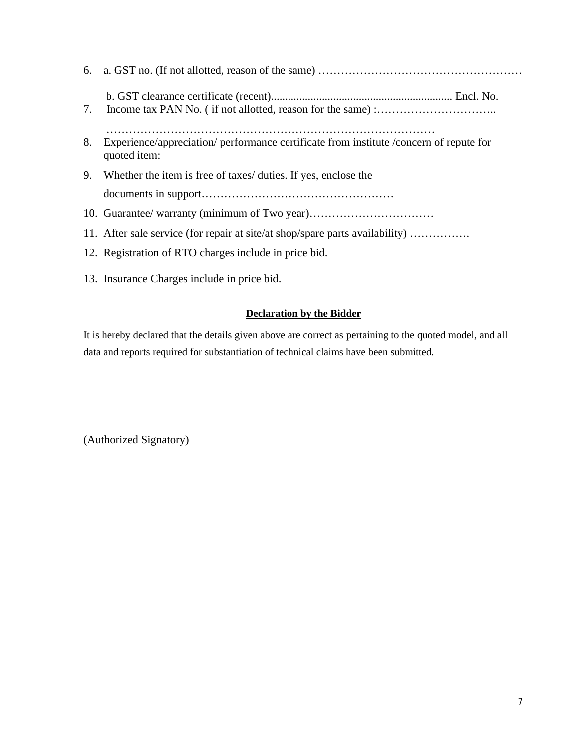6. a. GST no. (If not allotted, reason of the same) ………………………………………………

   b. GST clearance certificate (recent)................................................................ Encl. No.

7. Income tax PAN No. ( if not allotted, reason for the same) :…………………………..

   ……………………………………………………………………………

8. Experience/appreciation/ performance certificate from institute /concern of repute for quoted item:

9. Whether the item is free of taxes/ duties. If yes, enclose the documents in support……………………………………………

10. Guarantee/ warranty (minimum of Two year)……………………………

11. After sale service (for repair at site/at shop/spare parts availability) …………….

12. Registration of RTO charges include in price bid.

13. Insurance Charges include in price bid.

**Declaration by the Bidder**

It is hereby declared that the details given above are correct as pertaining to the quoted model, and all data and reports required for substantiation of technical claims have been submitted.

(Authorized Signatory)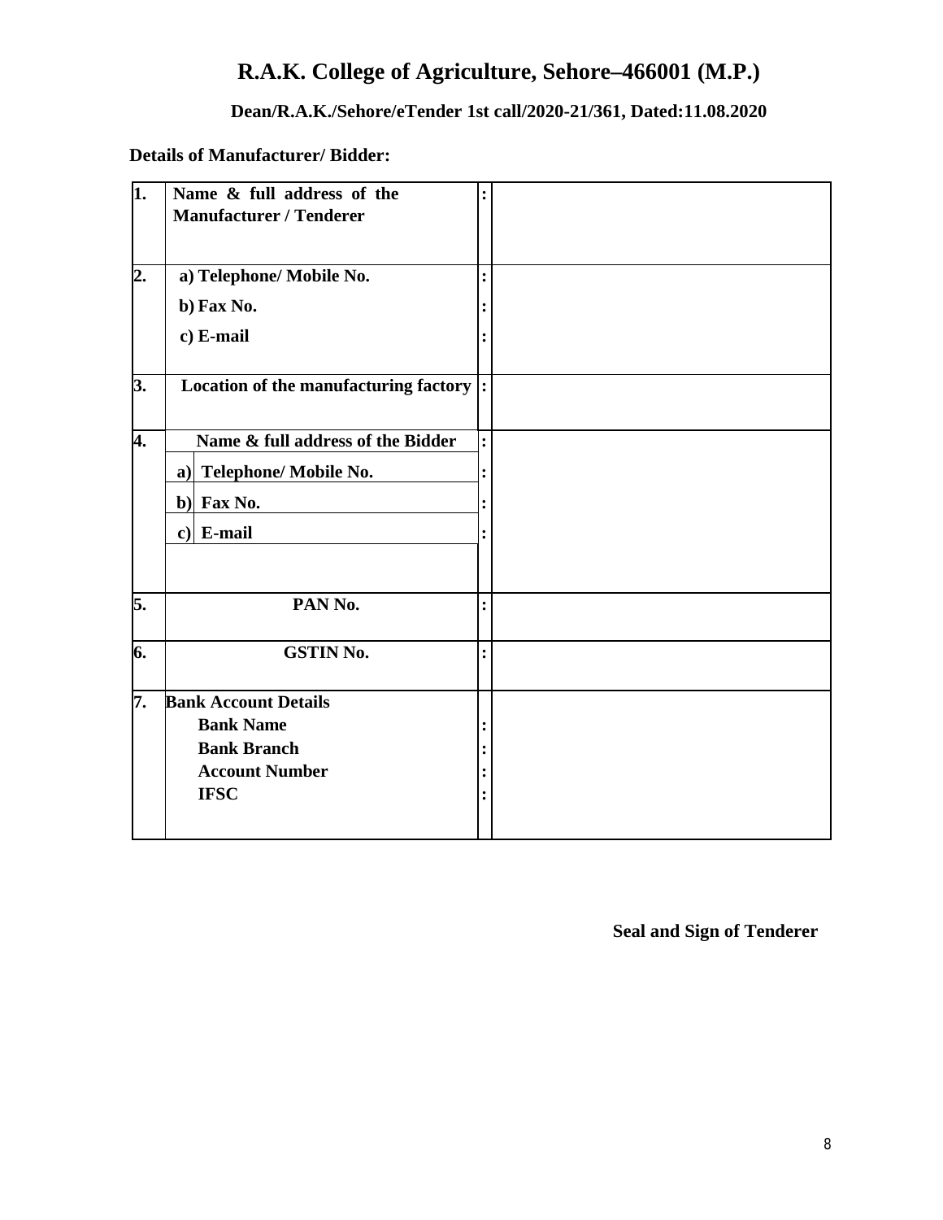# R.A.K. College of Agriculture, Sehore–466001 (M.P.)

**Dean/R.A.K./Sehore/eTender 1st call/2020-21/361, Dated:11.08.2020**

**Details of Manufacturer/ Bidder:**

| | | | |
|---|---|---|---|
| **1.** | **Name & full address of the Manufacturer / Tenderer** | **:** | |
| **2.** | **a) Telephone/ Mobile No.**<br>**b) Fax No.**<br>**c) E-mail** | **:**<br>**:**<br>**:** | |
| **3.** | **Location of the manufacturing factory** | **:** | |
| **4.** | **Name & full address of the Bidder**<br>**a) Telephone/ Mobile No.**<br>**b) Fax No.**<br>**c) E-mail** | **:**<br>**:**<br>**:**<br>**:** | |
| **5.** | **PAN No.** | **:** | |
| **6.** | **GSTIN No.** | **:** | |
| **7.** | **Bank Account Details**<br>**Bank Name**<br>**Bank Branch**<br>**Account Number**<br>**IFSC** | <br>**:**<br>**:**<br>**:**<br>**:** | |

**Seal and Sign of Tenderer**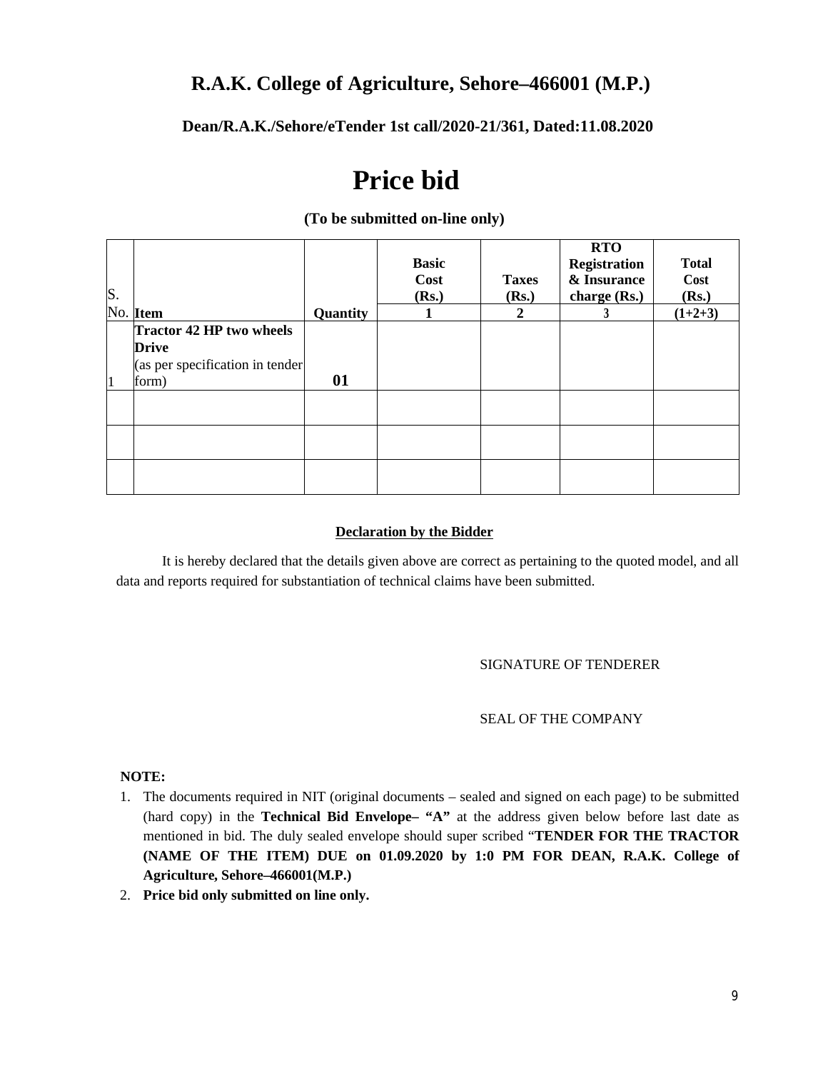## R.A.K. College of Agriculture, Sehore–466001 (M.P.)

**Dean/R.A.K./Sehore/eTender 1st call/2020-21/361, Dated:11.08.2020**

# Price bid

**(To be submitted on-line only)**

| S. No. | Item | Quantity | Basic Cost (Rs.) | Taxes (Rs.) | RTO Registration & Insurance charge (Rs.) | Total Cost (Rs.) |
|---|---|---|---|---|---|---|
| | | | 1 | 2 | 3 | (1+2+3) |
| 1 | **Tractor 42 HP two wheels Drive** (as per specification in tender form) | **01** | | | | |
| | | | | | | |
| | | | | | | |
| | | | | | | |

**Declaration by the Bidder**

It is hereby declared that the details given above are correct as pertaining to the quoted model, and all data and reports required for substantiation of technical claims have been submitted.

SIGNATURE OF TENDERER

SEAL OF THE COMPANY

**NOTE:**

1. The documents required in NIT (original documents – sealed and signed on each page) to be submitted (hard copy) in the **Technical Bid Envelope– "A"** at the address given below before last date as mentioned in bid. The duly sealed envelope should super scribed "**TENDER FOR THE TRACTOR (NAME OF THE ITEM) DUE on 01.09.2020 by 1:0 PM FOR DEAN, R.A.K. College of Agriculture, Sehore–466001(M.P.)**
2. **Price bid only submitted on line only.**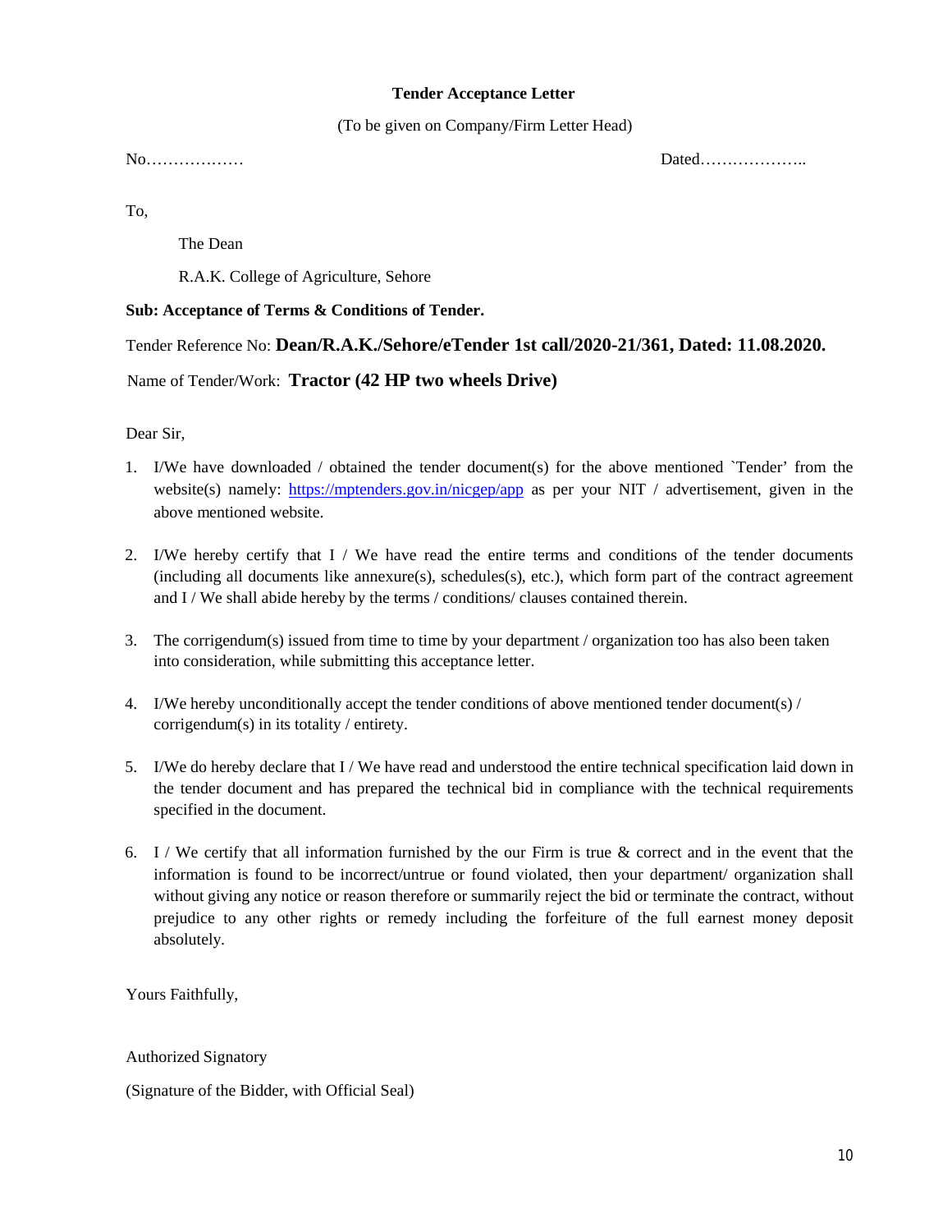**Tender Acceptance Letter**

(To be given on Company/Firm Letter Head)

No……………… Dated………………..

To,

The Dean

R.A.K. College of Agriculture, Sehore

**Sub: Acceptance of Terms & Conditions of Tender.**

Tender Reference No: **Dean/R.A.K./Sehore/eTender 1st call/2020-21/361, Dated: 11.08.2020.**

Name of Tender/Work: **Tractor (42 HP two wheels Drive)**

Dear Sir,

1. I/We have downloaded / obtained the tender document(s) for the above mentioned `Tender' from the website(s) namely: https://mptenders.gov.in/nicgep/app as per your NIT / advertisement, given in the above mentioned website.

2. I/We hereby certify that I / We have read the entire terms and conditions of the tender documents (including all documents like annexure(s), schedules(s), etc.), which form part of the contract agreement and I / We shall abide hereby by the terms / conditions/ clauses contained therein.

3. The corrigendum(s) issued from time to time by your department / organization too has also been taken into consideration, while submitting this acceptance letter.

4. I/We hereby unconditionally accept the tender conditions of above mentioned tender document(s) / corrigendum(s) in its totality / entirety.

5. I/We do hereby declare that I / We have read and understood the entire technical specification laid down in the tender document and has prepared the technical bid in compliance with the technical requirements specified in the document.

6. I / We certify that all information furnished by the our Firm is true & correct and in the event that the information is found to be incorrect/untrue or found violated, then your department/ organization shall without giving any notice or reason therefore or summarily reject the bid or terminate the contract, without prejudice to any other rights or remedy including the forfeiture of the full earnest money deposit absolutely.

Yours Faithfully,

Authorized Signatory

(Signature of the Bidder, with Official Seal)